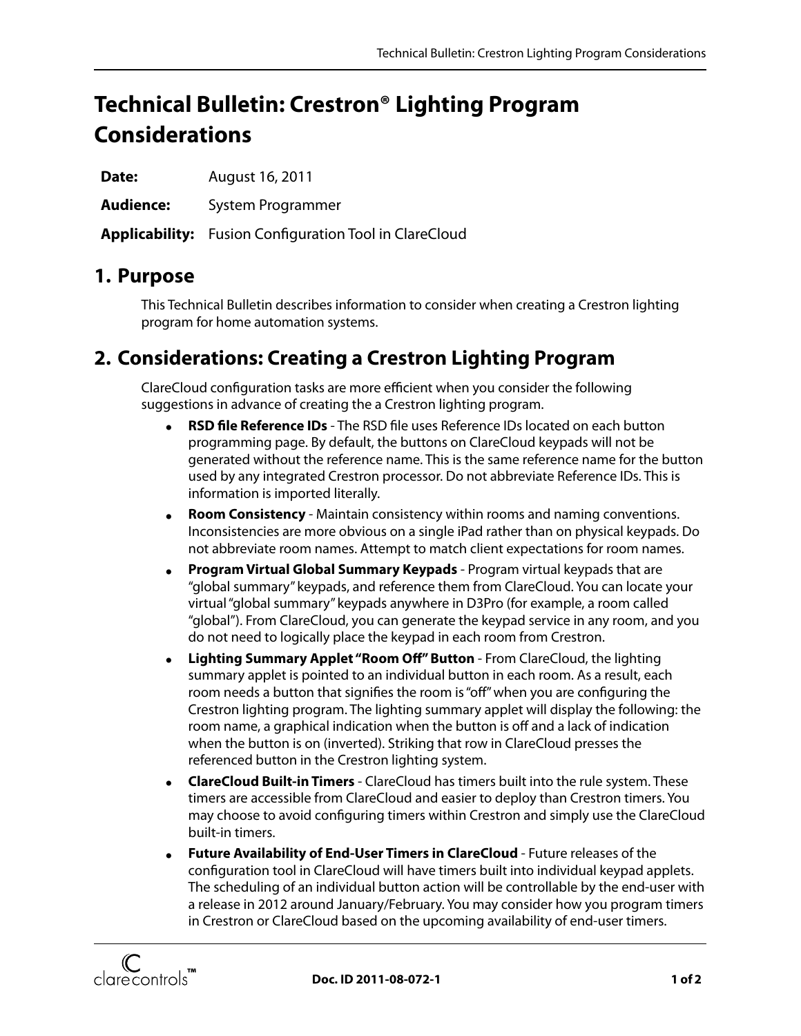# Technical Bulletin: Crestron® Lighting Program Considerations

**Date:** August 16, 2011

**Audience:** System Programmer

**Applicability:** Fusion Configuration Tool in ClareCloud

## 1. Purpose

This Technical Bulletin describes information to consider when creating a Crestron lighting program for home automation systems.

## 2. Considerations: Creating a Crestron Lighting Program

ClareCloud configuration tasks are more efficient when you consider the following suggestions in advance of creating the a Crestron lighting program.

- **RSD file Reference IDs** - The RSD file uses Reference IDs located on each button programming page. By default, the buttons on ClareCloud keypads will not be generated without the reference name. This is the same reference name for the button used by any integrated Crestron processor. Do not abbreviate Reference IDs. This is information is imported literally.
- **Room Consistency** - Maintain consistency within rooms and naming conventions. Inconsistencies are more obvious on a single iPad rather than on physical keypads. Do not abbreviate room names. Attempt to match client expectations for room names.
- **Program Virtual Global Summary Keypads** - Program virtual keypads that are "global summary" keypads, and reference them from ClareCloud. You can locate your virtual "global summary" keypads anywhere in D3Pro (for example, a room called "global"). From ClareCloud, you can generate the keypad service in any room, and you do not need to logically place the keypad in each room from Crestron.
- **Lighting Summary Applet "Room Off" Button** - From ClareCloud, the lighting summary applet is pointed to an individual button in each room. As a result, each room needs a button that signifies the room is "off" when you are configuring the Crestron lighting program. The lighting summary applet will display the following: the room name, a graphical indication when the button is off and a lack of indication when the button is on (inverted). Striking that row in ClareCloud presses the referenced button in the Crestron lighting system.
- **ClareCloud Built-in Timers** - ClareCloud has timers built into the rule system. These timers are accessible from ClareCloud and easier to deploy than Crestron timers. You may choose to avoid configuring timers within Crestron and simply use the ClareCloud built-in timers.
- **Future Availability of End-User Timers in ClareCloud** - Future releases of the configuration tool in ClareCloud will have timers built into individual keypad applets. The scheduling of an individual button action will be controllable by the end-user with a release in 2012 around January/February. You may consider how you program timers in Crestron or ClareCloud based on the upcoming availability of end-user timers.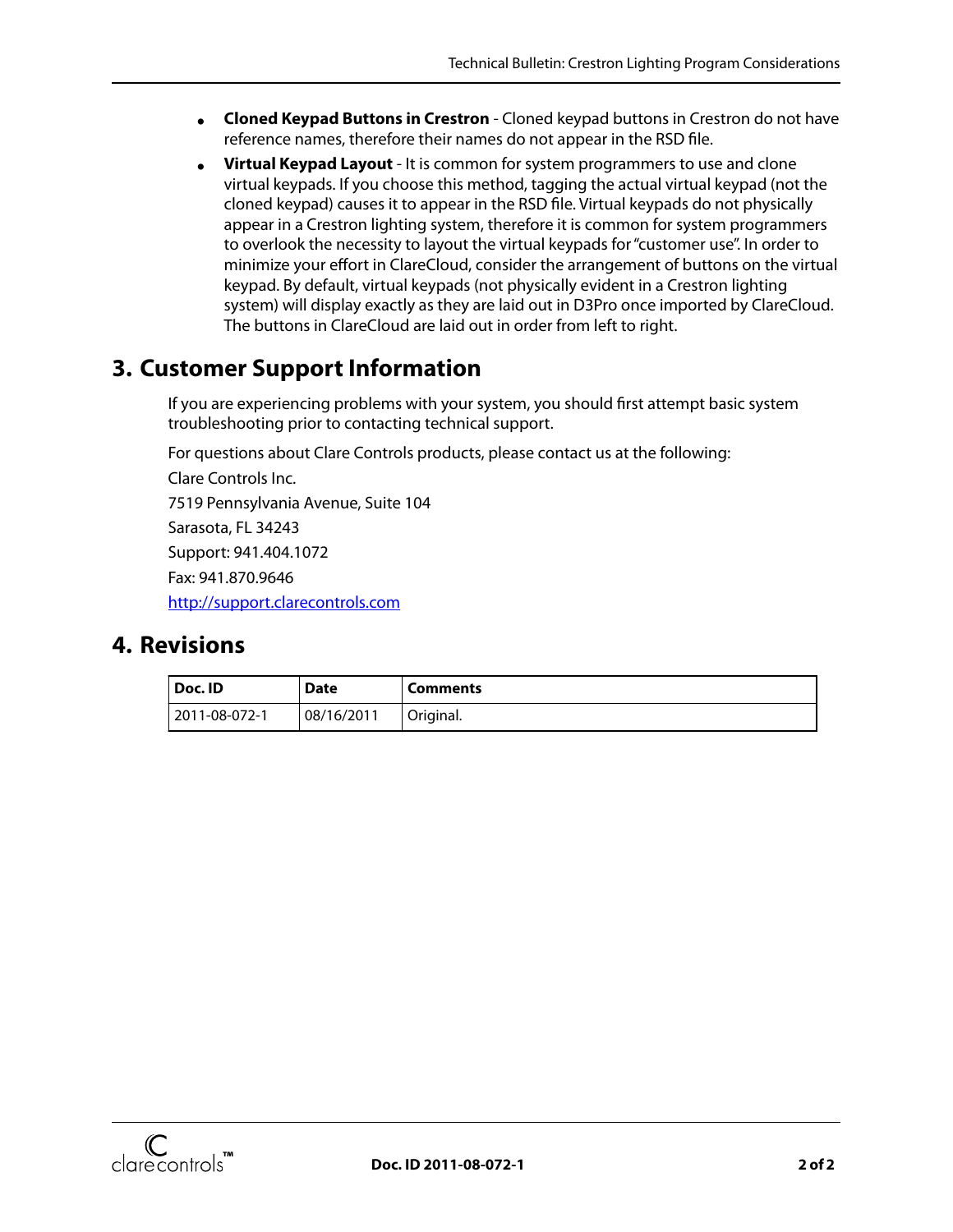- **Cloned Keypad Buttons in Crestron** - Cloned keypad buttons in Crestron do not have reference names, therefore their names do not appear in the RSD file.
- **Virtual Keypad Layout** - It is common for system programmers to use and clone virtual keypads. If you choose this method, tagging the actual virtual keypad (not the cloned keypad) causes it to appear in the RSD file. Virtual keypads do not physically appear in a Crestron lighting system, therefore it is common for system programmers to overlook the necessity to layout the virtual keypads for "customer use". In order to minimize your effort in ClareCloud, consider the arrangement of buttons on the virtual keypad. By default, virtual keypads (not physically evident in a Crestron lighting system) will display exactly as they are laid out in D3Pro once imported by ClareCloud. The buttons in ClareCloud are laid out in order from left to right.

## 3. Customer Support Information

If you are experiencing problems with your system, you should first attempt basic system troubleshooting prior to contacting technical support.

For questions about Clare Controls products, please contact us at the following:

Clare Controls Inc.

7519 Pennsylvania Avenue, Suite 104

Sarasota, FL 34243

Support: 941.404.1072

Fax: 941.870.9646

http://support.clarecontrols.com

## 4. Revisions

| Doc. ID | Date | Comments |
|---|---|---|
| 2011-08-072-1 | 08/16/2011 | Original. |